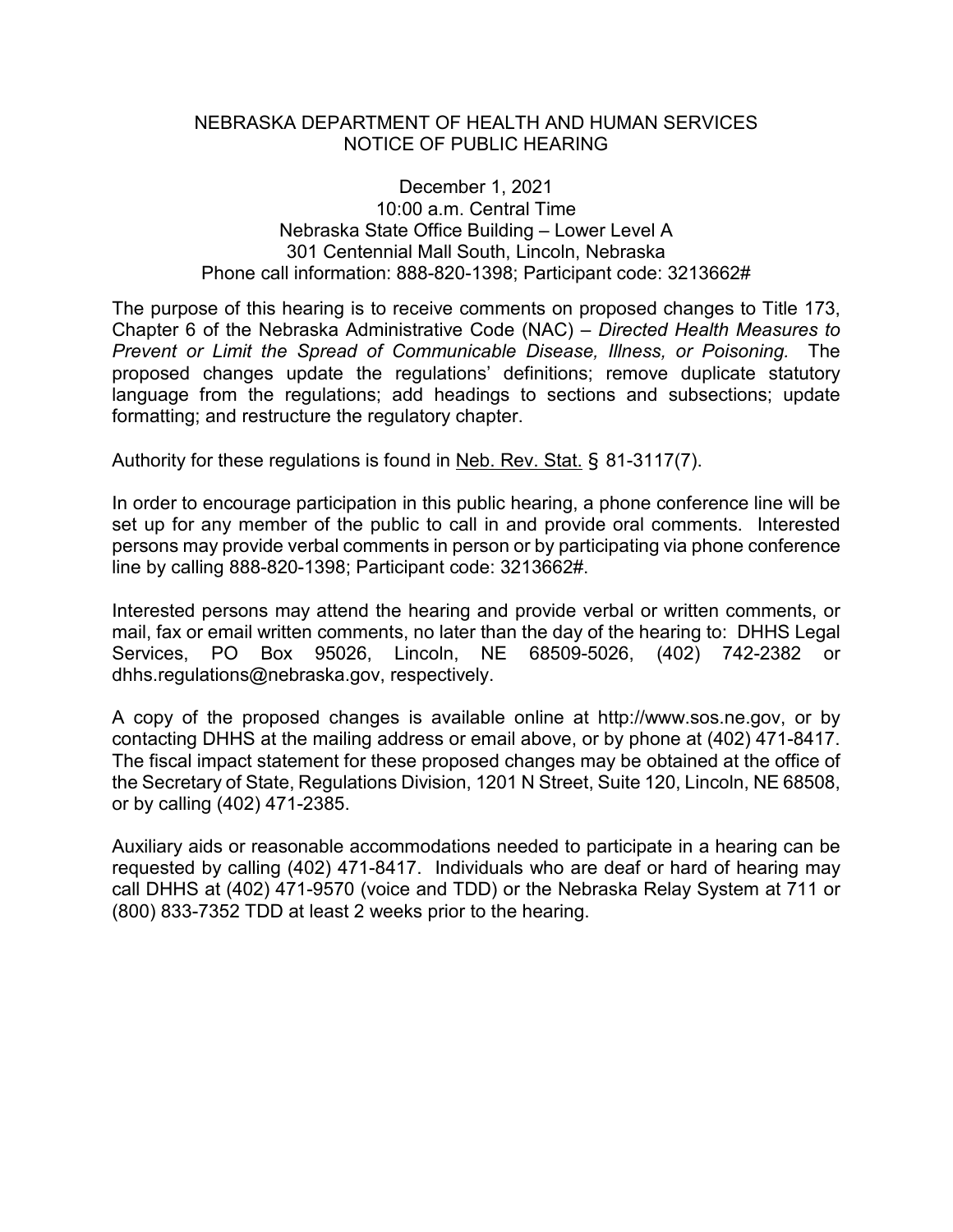# NEBRASKA DEPARTMENT OF HEALTH AND HUMAN SERVICES
## NOTICE OF PUBLIC HEARING

December 1, 2021
10:00 a.m. Central Time
Nebraska State Office Building – Lower Level A
301 Centennial Mall South, Lincoln, Nebraska
Phone call information: 888-820-1398; Participant code: 3213662#

The purpose of this hearing is to receive comments on proposed changes to Title 173, Chapter 6 of the Nebraska Administrative Code (NAC) – *Directed Health Measures to Prevent or Limit the Spread of Communicable Disease, Illness, or Poisoning.* The proposed changes update the regulations' definitions; remove duplicate statutory language from the regulations; add headings to sections and subsections; update formatting; and restructure the regulatory chapter.

Authority for these regulations is found in Neb. Rev. Stat. § 81-3117(7).

In order to encourage participation in this public hearing, a phone conference line will be set up for any member of the public to call in and provide oral comments. Interested persons may provide verbal comments in person or by participating via phone conference line by calling 888-820-1398; Participant code: 3213662#.

Interested persons may attend the hearing and provide verbal or written comments, or mail, fax or email written comments, no later than the day of the hearing to: DHHS Legal Services, PO Box 95026, Lincoln, NE 68509-5026, (402) 742-2382 or dhhs.regulations@nebraska.gov, respectively.

A copy of the proposed changes is available online at http://www.sos.ne.gov, or by contacting DHHS at the mailing address or email above, or by phone at (402) 471-8417. The fiscal impact statement for these proposed changes may be obtained at the office of the Secretary of State, Regulations Division, 1201 N Street, Suite 120, Lincoln, NE 68508, or by calling (402) 471-2385.

Auxiliary aids or reasonable accommodations needed to participate in a hearing can be requested by calling (402) 471-8417. Individuals who are deaf or hard of hearing may call DHHS at (402) 471-9570 (voice and TDD) or the Nebraska Relay System at 711 or (800) 833-7352 TDD at least 2 weeks prior to the hearing.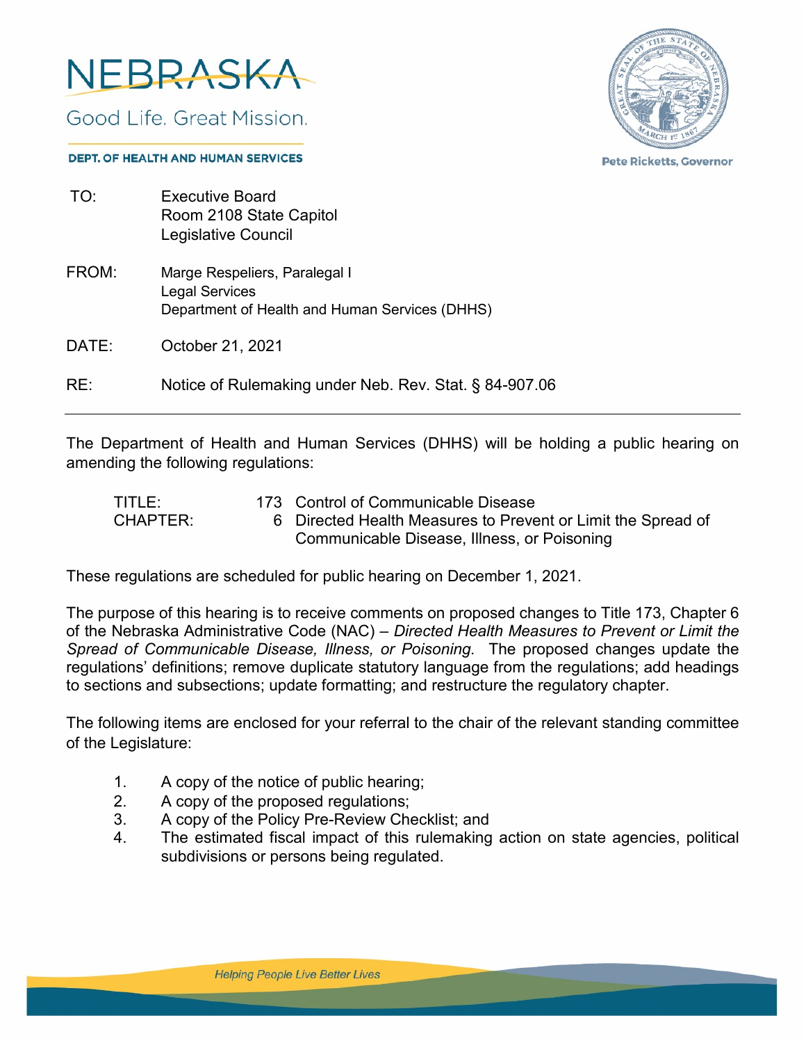NEBRASKA

Good Life. Great Mission.

**DEPT. OF HEALTH AND HUMAN SERVICES**

**Pete Ricketts, Governor**

TO: Executive Board
Room 2108 State Capitol
Legislative Council

FROM: Marge Respeliers, Paralegal I
Legal Services
Department of Health and Human Services (DHHS)

DATE: October 21, 2021

RE: Notice of Rulemaking under Neb. Rev. Stat. § 84-907.06

---

The Department of Health and Human Services (DHHS) will be holding a public hearing on amending the following regulations:

| | | |
|---|---|---|
| TITLE: | 173 | Control of Communicable Disease |
| CHAPTER: | 6 | Directed Health Measures to Prevent or Limit the Spread of Communicable Disease, Illness, or Poisoning |

These regulations are scheduled for public hearing on December 1, 2021.

The purpose of this hearing is to receive comments on proposed changes to Title 173, Chapter 6 of the Nebraska Administrative Code (NAC) – *Directed Health Measures to Prevent or Limit the Spread of Communicable Disease, Illness, or Poisoning.* The proposed changes update the regulations' definitions; remove duplicate statutory language from the regulations; add headings to sections and subsections; update formatting; and restructure the regulatory chapter.

The following items are enclosed for your referral to the chair of the relevant standing committee of the Legislature:

1. A copy of the notice of public hearing;
2. A copy of the proposed regulations;
3. A copy of the Policy Pre-Review Checklist; and
4. The estimated fiscal impact of this rulemaking action on state agencies, political subdivisions or persons being regulated.

*Helping People Live Better Lives*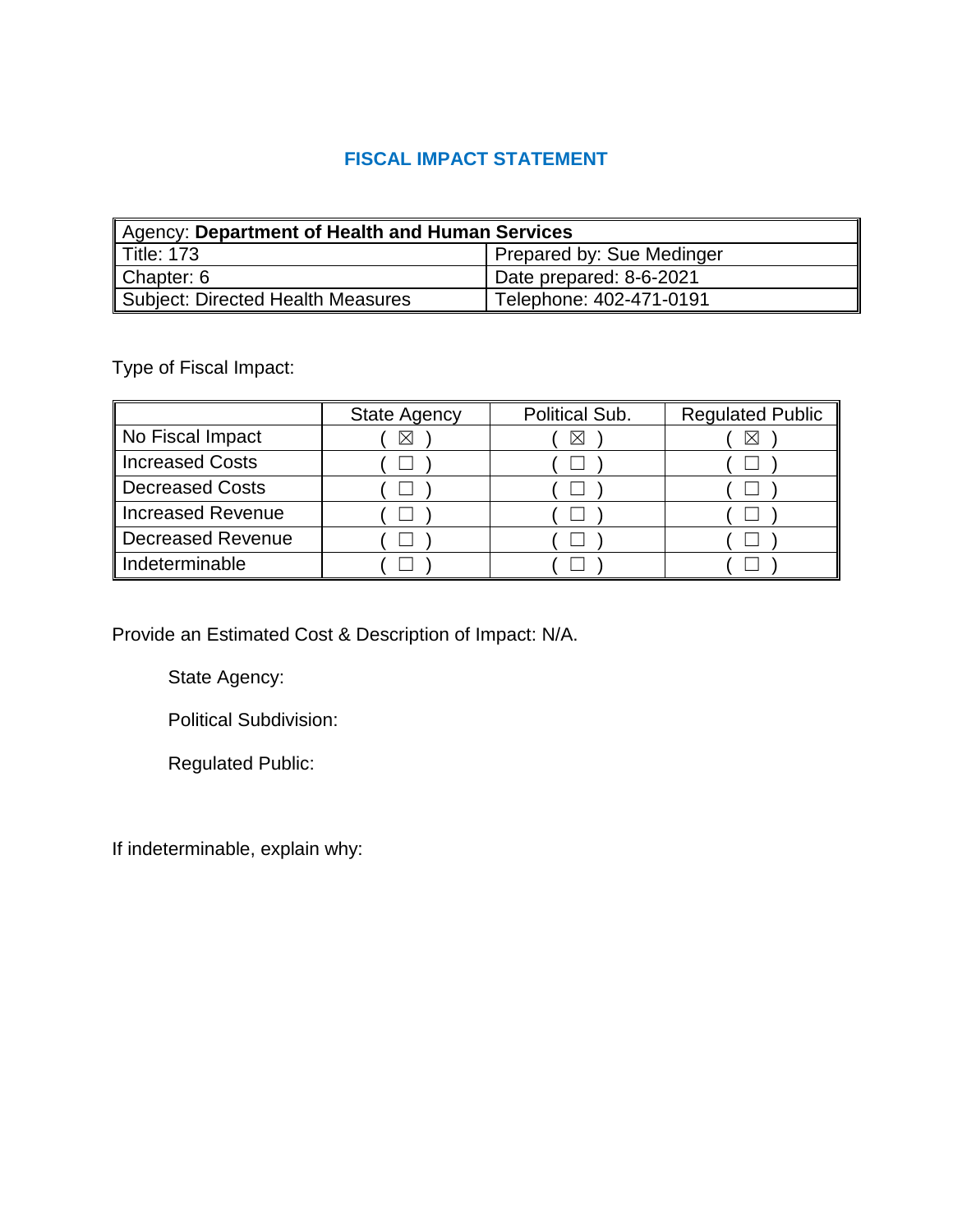# FISCAL IMPACT STATEMENT

| Agency: **Department of Health and Human Services** | |
|---|---|
| Title: 173 | Prepared by: Sue Medinger |
| Chapter: 6 | Date prepared: 8-6-2021 |
| Subject: Directed Health Measures | Telephone: 402-471-0191 |

Type of Fiscal Impact:

| | State Agency | Political Sub. | Regulated Public |
|---|---|---|---|
| No Fiscal Impact | ( ☒ ) | ( ☒ ) | ( ☒ ) |
| Increased Costs | ( ☐ ) | ( ☐ ) | ( ☐ ) |
| Decreased Costs | ( ☐ ) | ( ☐ ) | ( ☐ ) |
| Increased Revenue | ( ☐ ) | ( ☐ ) | ( ☐ ) |
| Decreased Revenue | ( ☐ ) | ( ☐ ) | ( ☐ ) |
| Indeterminable | ( ☐ ) | ( ☐ ) | ( ☐ ) |

Provide an Estimated Cost & Description of Impact: N/A.

State Agency:

Political Subdivision:

Regulated Public:

If indeterminable, explain why: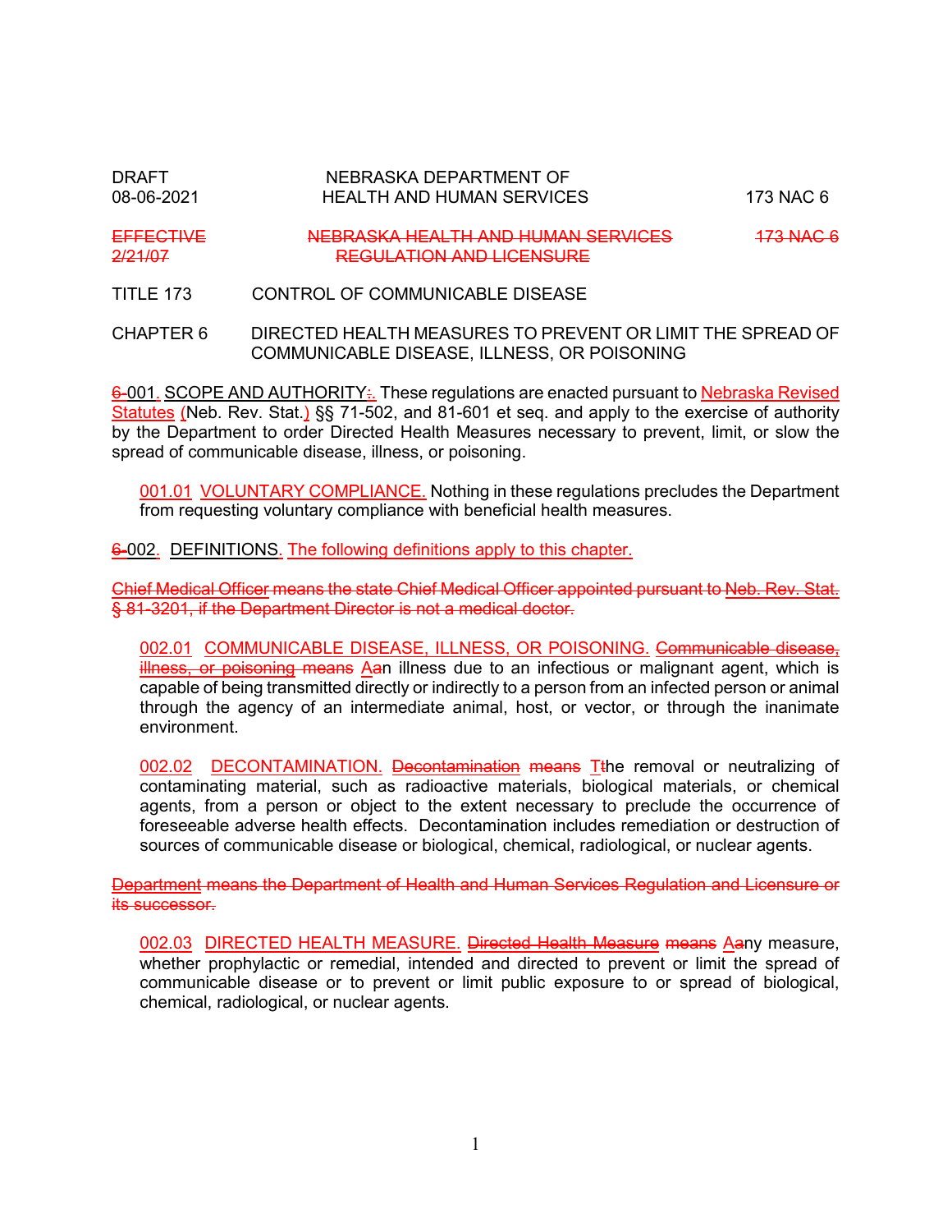DRAFT 08-06-2021 — NEBRASKA DEPARTMENT OF HEALTH AND HUMAN SERVICES — 173 NAC 6

~~EFFECTIVE 2/21/07 — NEBRASKA HEALTH AND HUMAN SERVICES REGULATION AND LICENSURE — 173 NAC 6~~

TITLE 173 CONTROL OF COMMUNICABLE DISEASE

CHAPTER 6 DIRECTED HEALTH MEASURES TO PREVENT OR LIMIT THE SPREAD OF COMMUNICABLE DISEASE, ILLNESS, OR POISONING

~~6-~~001. SCOPE AND AUTHORITY~~:~~. These regulations are enacted pursuant to Nebraska Revised Statutes (Neb. Rev. Stat.) §§ 71-502, and 81-601 et seq. and apply to the exercise of authority by the Department to order Directed Health Measures necessary to prevent, limit, or slow the spread of communicable disease, illness, or poisoning.

001.01 VOLUNTARY COMPLIANCE. Nothing in these regulations precludes the Department from requesting voluntary compliance with beneficial health measures.

~~6-~~002. DEFINITIONS. The following definitions apply to this chapter.

~~Chief Medical Officer means the state Chief Medical Officer appointed pursuant to Neb. Rev. Stat. § 81-3201, if the Department Director is not a medical doctor.~~

002.01 COMMUNICABLE DISEASE, ILLNESS, OR POISONING. ~~Communicable disease, illness, or poisoning means~~ A~~a~~n illness due to an infectious or malignant agent, which is capable of being transmitted directly or indirectly to a person from an infected person or animal through the agency of an intermediate animal, host, or vector, or through the inanimate environment.

002.02 DECONTAMINATION. ~~Decontamination means~~ T~~t~~he removal or neutralizing of contaminating material, such as radioactive materials, biological materials, or chemical agents, from a person or object to the extent necessary to preclude the occurrence of foreseeable adverse health effects. Decontamination includes remediation or destruction of sources of communicable disease or biological, chemical, radiological, or nuclear agents.

~~Department means the Department of Health and Human Services Regulation and Licensure or its successor.~~

002.03 DIRECTED HEALTH MEASURE. ~~Directed Health Measure means~~ A~~a~~ny measure, whether prophylactic or remedial, intended and directed to prevent or limit the spread of communicable disease or to prevent or limit public exposure to or spread of biological, chemical, radiological, or nuclear agents.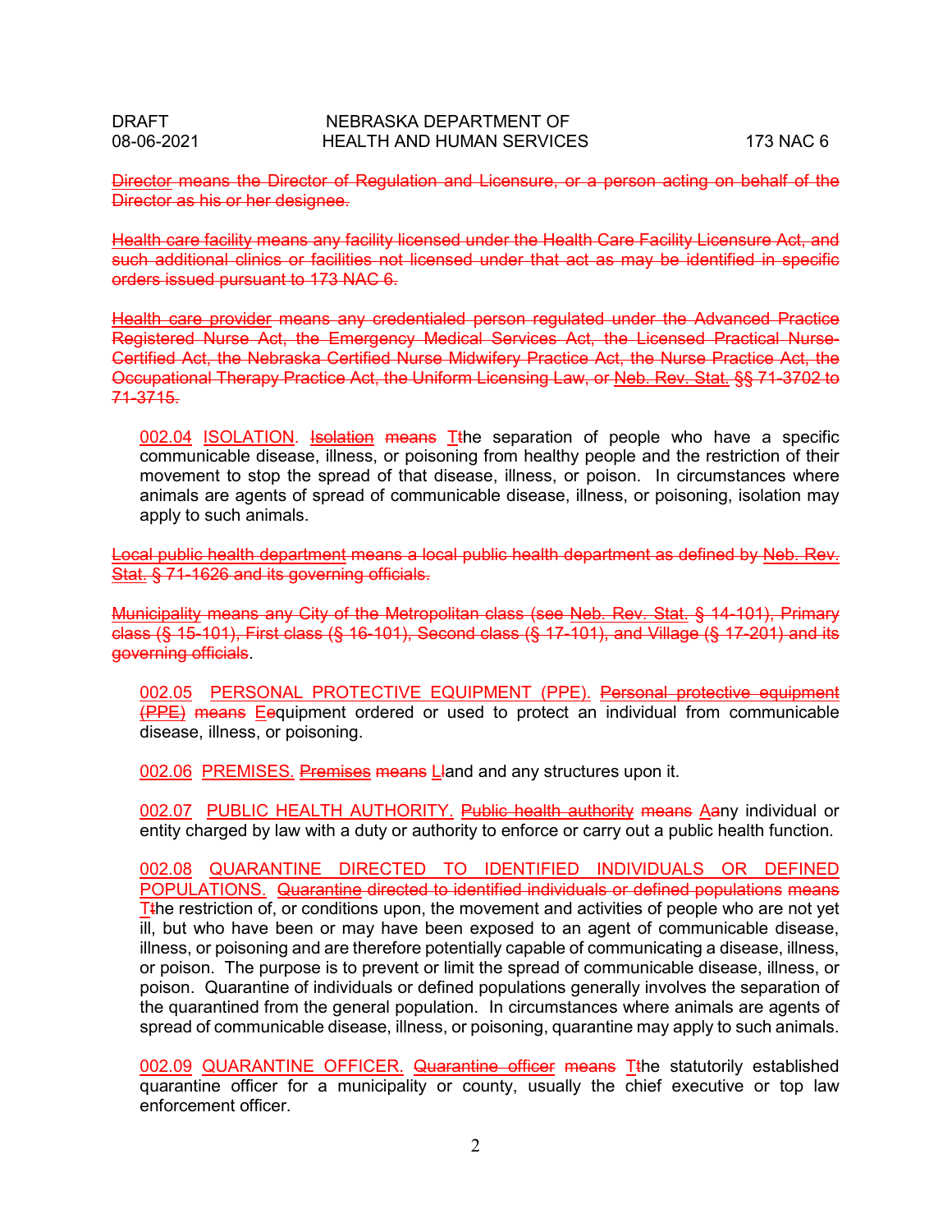~~Director means the Director of Regulation and Licensure, or a person acting on behalf of the Director as his or her designee.~~

~~Health care facility means any facility licensed under the Health Care Facility Licensure Act, and such additional clinics or facilities not licensed under that act as may be identified in specific orders issued pursuant to 173 NAC 6.~~

~~Health care provider means any credentialed person regulated under the Advanced Practice Registered Nurse Act, the Emergency Medical Services Act, the Licensed Practical Nurse-Certified Act, the Nebraska Certified Nurse Midwifery Practice Act, the Nurse Practice Act, the Occupational Therapy Practice Act, the Uniform Licensing Law, or Neb. Rev. Stat. §§ 71-3702 to 71-3715.~~

002.04 ISOLATION. ~~Isolation means~~ T~~t~~he separation of people who have a specific communicable disease, illness, or poisoning from healthy people and the restriction of their movement to stop the spread of that disease, illness, or poison. In circumstances where animals are agents of spread of communicable disease, illness, or poisoning, isolation may apply to such animals.

~~Local public health department means a local public health department as defined by Neb. Rev. Stat. § 71-1626 and its governing officials.~~

~~Municipality means any City of the Metropolitan class (see Neb. Rev. Stat. § 14-101), Primary class (§ 15-101), First class (§ 16-101), Second class (§ 17-101), and Village (§ 17-201) and its governing officials~~.

002.05 PERSONAL PROTECTIVE EQUIPMENT (PPE). ~~Personal protective equipment (PPE) means~~ E~~e~~quipment ordered or used to protect an individual from communicable disease, illness, or poisoning.

002.06 PREMISES. ~~Premises means~~ L~~l~~and and any structures upon it.

002.07 PUBLIC HEALTH AUTHORITY. ~~Public health authority means~~ A~~a~~ny individual or entity charged by law with a duty or authority to enforce or carry out a public health function.

002.08 QUARANTINE DIRECTED TO IDENTIFIED INDIVIDUALS OR DEFINED POPULATIONS. ~~Quarantine directed to identified individuals or defined populations means~~ T~~t~~he restriction of, or conditions upon, the movement and activities of people who are not yet ill, but who have been or may have been exposed to an agent of communicable disease, illness, or poisoning and are therefore potentially capable of communicating a disease, illness, or poison. The purpose is to prevent or limit the spread of communicable disease, illness, or poison. Quarantine of individuals or defined populations generally involves the separation of the quarantined from the general population. In circumstances where animals are agents of spread of communicable disease, illness, or poisoning, quarantine may apply to such animals.

002.09 QUARANTINE OFFICER. ~~Quarantine officer means~~ T~~t~~he statutorily established quarantine officer for a municipality or county, usually the chief executive or top law enforcement officer.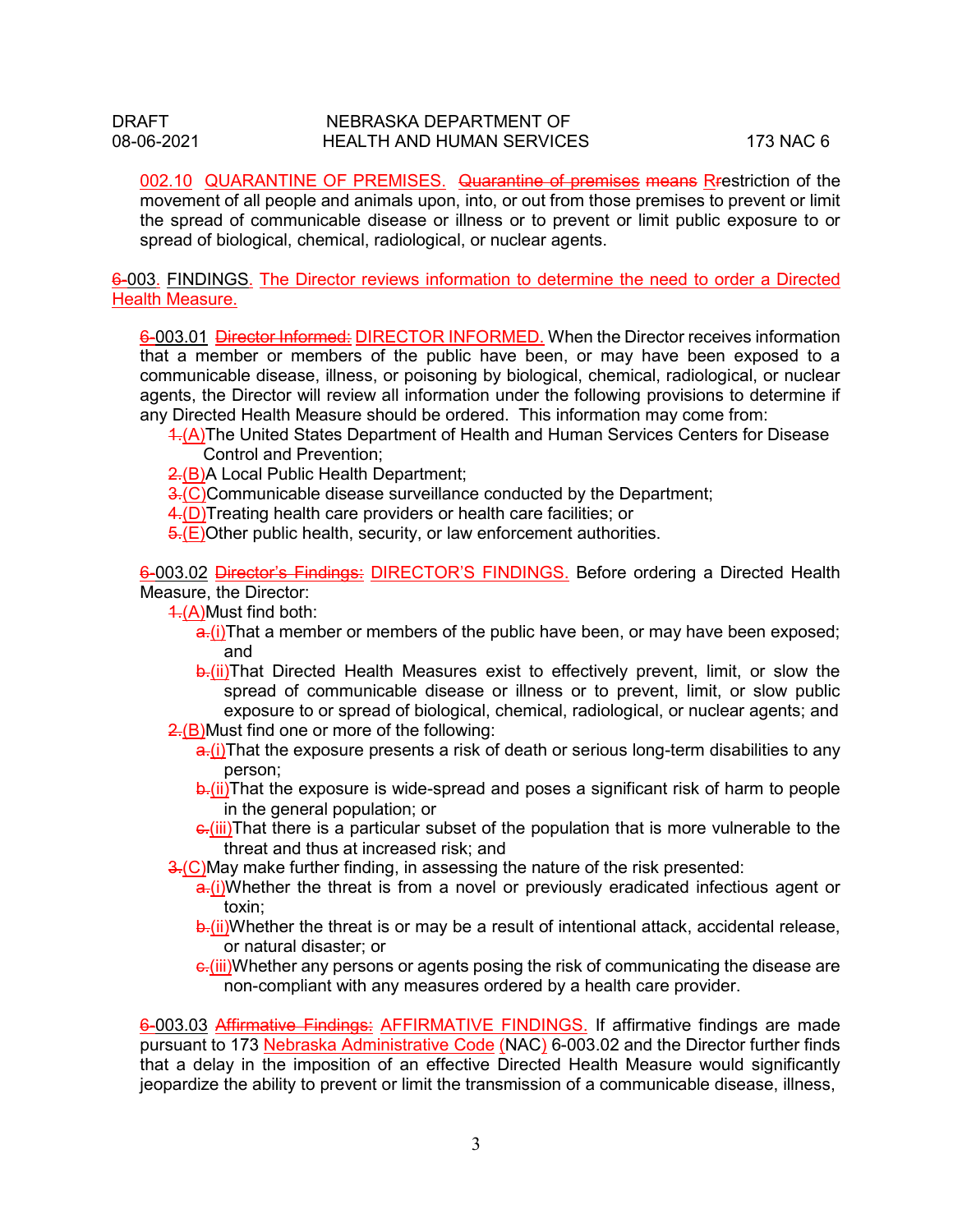002.10 QUARANTINE OF PREMISES. ~~Quarantine of premises~~ ~~means~~ R~~r~~estriction of the movement of all people and animals upon, into, or out from those premises to prevent or limit the spread of communicable disease or illness or to prevent or limit public exposure to or spread of biological, chemical, radiological, or nuclear agents.

~~6-~~003. FINDINGS. The Director reviews information to determine the need to order a Directed Health Measure.

~~6-~~003.01 ~~Director Informed:~~ DIRECTOR INFORMED. When the Director receives information that a member or members of the public have been, or may have been exposed to a communicable disease, illness, or poisoning by biological, chemical, radiological, or nuclear agents, the Director will review all information under the following provisions to determine if any Directed Health Measure should be ordered. This information may come from:

- ~~1.~~(A) The United States Department of Health and Human Services Centers for Disease Control and Prevention;
- ~~2.~~(B) A Local Public Health Department;
- ~~3.~~(C) Communicable disease surveillance conducted by the Department;
- ~~4.~~(D) Treating health care providers or health care facilities; or
- ~~5.~~(E) Other public health, security, or law enforcement authorities.

~~6-~~003.02 ~~Director's Findings:~~ DIRECTOR'S FINDINGS. Before ordering a Directed Health Measure, the Director:

- ~~1.~~(A) Must find both:
  - ~~a.~~(i) That a member or members of the public have been, or may have been exposed; and
  - ~~b.~~(ii) That Directed Health Measures exist to effectively prevent, limit, or slow the spread of communicable disease or illness or to prevent, limit, or slow public exposure to or spread of biological, chemical, radiological, or nuclear agents; and
- ~~2.~~(B) Must find one or more of the following:
  - ~~a.~~(i) That the exposure presents a risk of death or serious long-term disabilities to any person;
  - ~~b.~~(ii) That the exposure is wide-spread and poses a significant risk of harm to people in the general population; or
  - ~~c.~~(iii) That there is a particular subset of the population that is more vulnerable to the threat and thus at increased risk; and
- ~~3.~~(C) May make further finding, in assessing the nature of the risk presented:
  - ~~a.~~(i) Whether the threat is from a novel or previously eradicated infectious agent or toxin;
  - ~~b.~~(ii) Whether the threat is or may be a result of intentional attack, accidental release, or natural disaster; or
  - ~~c.~~(iii) Whether any persons or agents posing the risk of communicating the disease are non-compliant with any measures ordered by a health care provider.

~~6-~~003.03 ~~Affirmative Findings:~~ AFFIRMATIVE FINDINGS. If affirmative findings are made pursuant to 173 Nebraska Administrative Code (NAC) 6-003.02 and the Director further finds that a delay in the imposition of an effective Directed Health Measure would significantly jeopardize the ability to prevent or limit the transmission of a communicable disease, illness,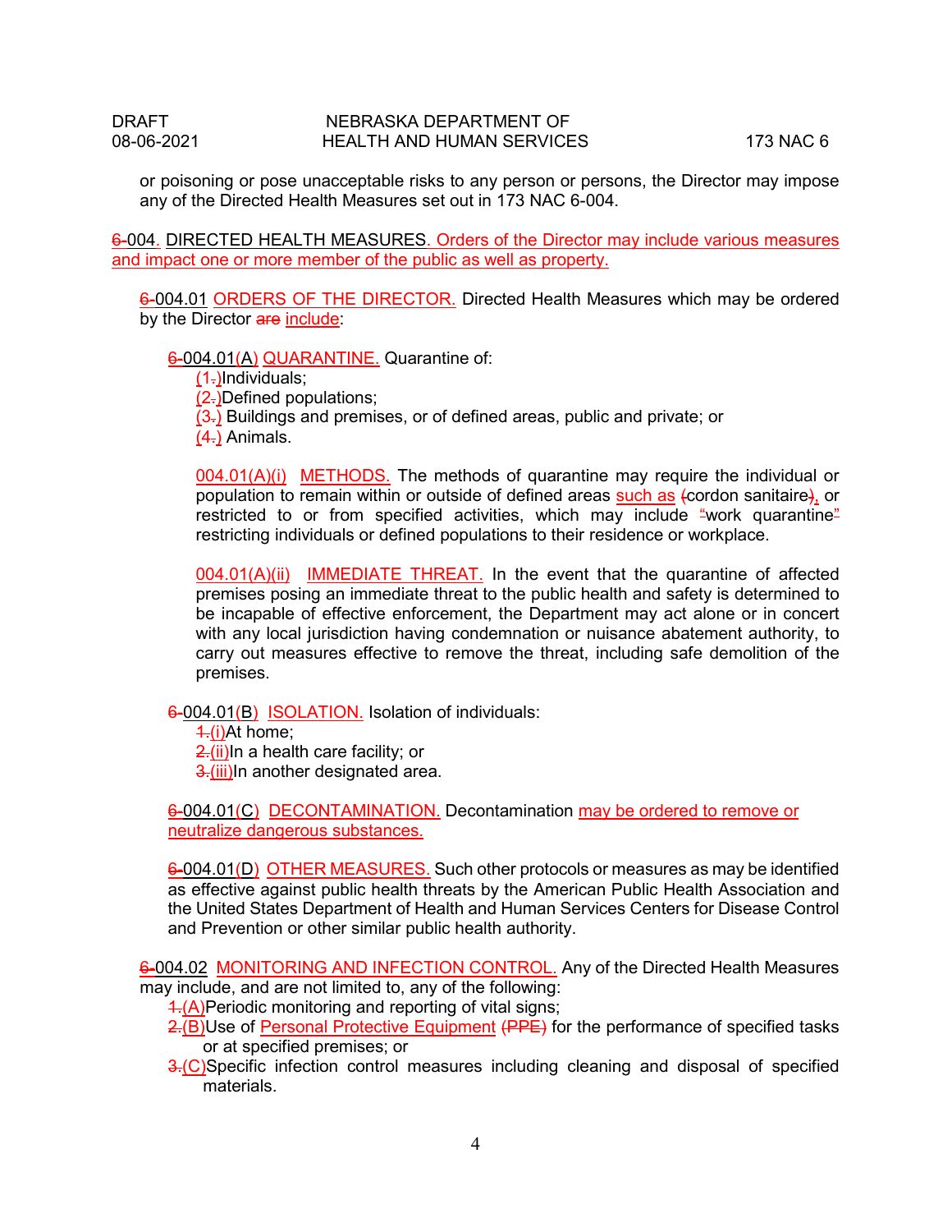or poisoning or pose unacceptable risks to any person or persons, the Director may impose any of the Directed Health Measures set out in 173 NAC 6-004.

6-004. DIRECTED HEALTH MEASURES. Orders of the Director may include various measures and impact one or more member of the public as well as property.

6-004.01 ORDERS OF THE DIRECTOR. Directed Health Measures which may be ordered by the Director are include:

6-004.01(A) QUARANTINE. Quarantine of:

(1.)Individuals;
(2.)Defined populations;
(3.) Buildings and premises, or of defined areas, public and private; or
(4.) Animals.

004.01(A)(i) METHODS. The methods of quarantine may require the individual or population to remain within or outside of defined areas such as (cordon sanitaire), or restricted to or from specified activities, which may include "work quarantine" restricting individuals or defined populations to their residence or workplace.

004.01(A)(ii) IMMEDIATE THREAT. In the event that the quarantine of affected premises posing an immediate threat to the public health and safety is determined to be incapable of effective enforcement, the Department may act alone or in concert with any local jurisdiction having condemnation or nuisance abatement authority, to carry out measures effective to remove the threat, including safe demolition of the premises.

6-004.01(B) ISOLATION. Isolation of individuals:

1.(i)At home;
2.(ii)In a health care facility; or
3.(iii)In another designated area.

6-004.01(C) DECONTAMINATION. Decontamination may be ordered to remove or neutralize dangerous substances.

6-004.01(D) OTHER MEASURES. Such other protocols or measures as may be identified as effective against public health threats by the American Public Health Association and the United States Department of Health and Human Services Centers for Disease Control and Prevention or other similar public health authority.

6-004.02 MONITORING AND INFECTION CONTROL. Any of the Directed Health Measures may include, and are not limited to, any of the following:

1.(A)Periodic monitoring and reporting of vital signs;
2.(B)Use of Personal Protective Equipment (PPE) for the performance of specified tasks or at specified premises; or
3.(C)Specific infection control measures including cleaning and disposal of specified materials.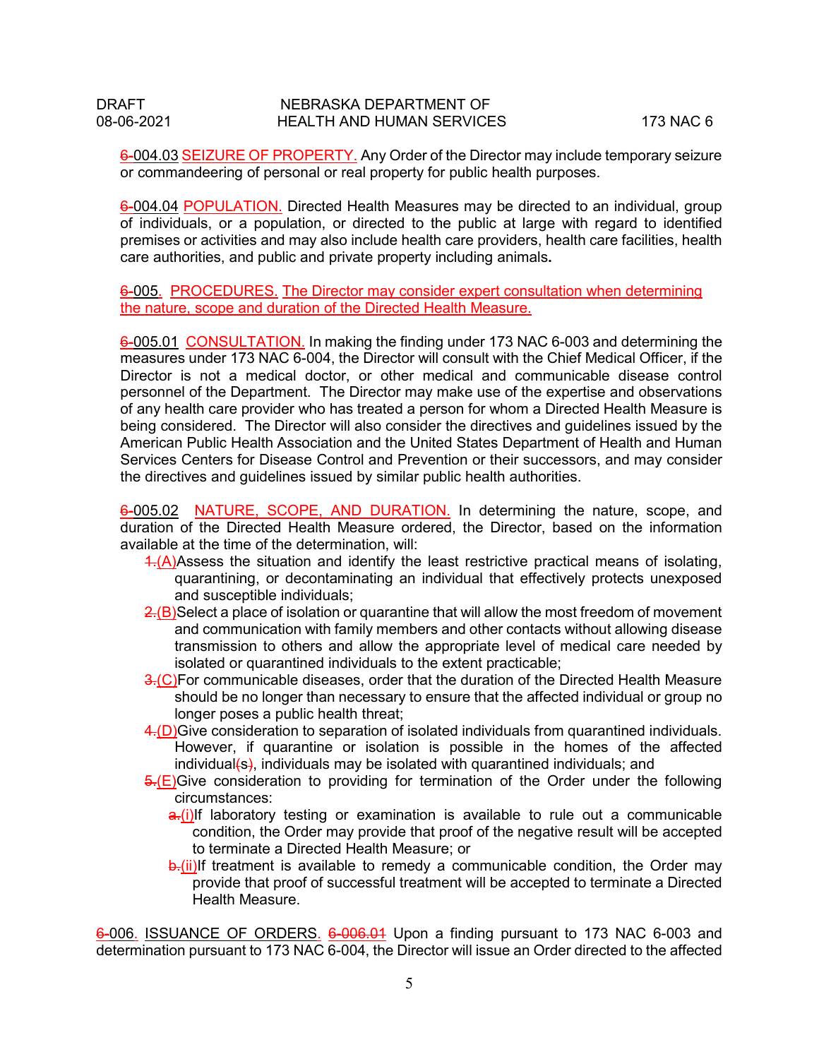6-004.03 SEIZURE OF PROPERTY. Any Order of the Director may include temporary seizure or commandeering of personal or real property for public health purposes.

6-004.04 POPULATION. Directed Health Measures may be directed to an individual, group of individuals, or a population, or directed to the public at large with regard to identified premises or activities and may also include health care providers, health care facilities, health care authorities, and public and private property including animals**.**

6-005. PROCEDURES. The Director may consider expert consultation when determining the nature, scope and duration of the Directed Health Measure.

6-005.01 CONSULTATION. In making the finding under 173 NAC 6-003 and determining the measures under 173 NAC 6-004, the Director will consult with the Chief Medical Officer, if the Director is not a medical doctor, or other medical and communicable disease control personnel of the Department. The Director may make use of the expertise and observations of any health care provider who has treated a person for whom a Directed Health Measure is being considered. The Director will also consider the directives and guidelines issued by the American Public Health Association and the United States Department of Health and Human Services Centers for Disease Control and Prevention or their successors, and may consider the directives and guidelines issued by similar public health authorities.

6-005.02 NATURE, SCOPE, AND DURATION. In determining the nature, scope, and duration of the Directed Health Measure ordered, the Director, based on the information available at the time of the determination, will:

1.(A)Assess the situation and identify the least restrictive practical means of isolating, quarantining, or decontaminating an individual that effectively protects unexposed and susceptible individuals;

2.(B)Select a place of isolation or quarantine that will allow the most freedom of movement and communication with family members and other contacts without allowing disease transmission to others and allow the appropriate level of medical care needed by isolated or quarantined individuals to the extent practicable;

3.(C)For communicable diseases, order that the duration of the Directed Health Measure should be no longer than necessary to ensure that the affected individual or group no longer poses a public health threat;

4.(D)Give consideration to separation of isolated individuals from quarantined individuals. However, if quarantine or isolation is possible in the homes of the affected individual(s), individuals may be isolated with quarantined individuals; and

5.(E)Give consideration to providing for termination of the Order under the following circumstances:

  a.(i)If laboratory testing or examination is available to rule out a communicable condition, the Order may provide that proof of the negative result will be accepted to terminate a Directed Health Measure; or

  b.(ii)If treatment is available to remedy a communicable condition, the Order may provide that proof of successful treatment will be accepted to terminate a Directed Health Measure.

6-006. ISSUANCE OF ORDERS. 6-006.01 Upon a finding pursuant to 173 NAC 6-003 and determination pursuant to 173 NAC 6-004, the Director will issue an Order directed to the affected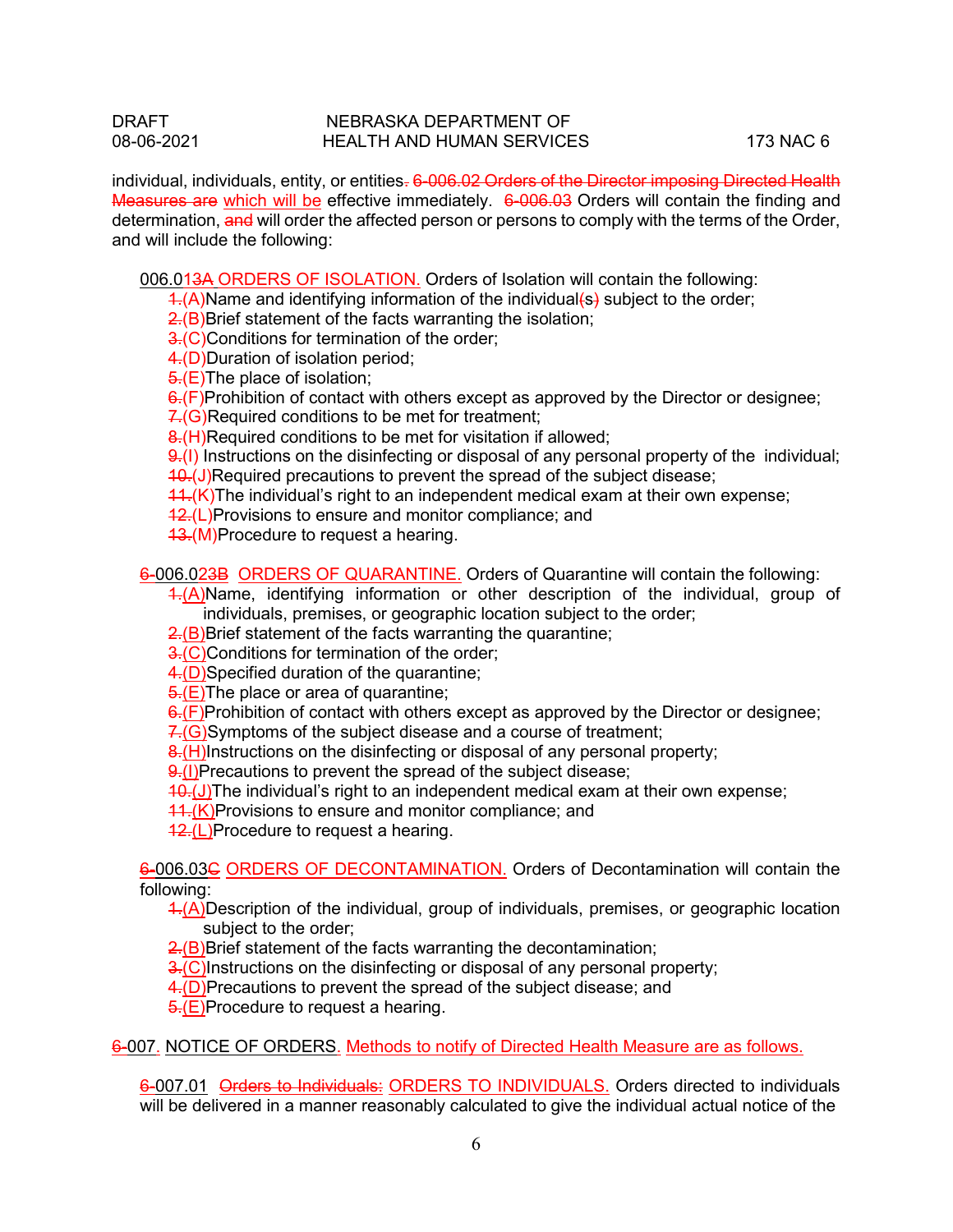individual, individuals, entity, or entities~~.~~ ~~6-006.02 Orders of the Director imposing Directed Health Measures are~~ which will be effective immediately. ~~6-006.03~~ Orders will contain the finding and determination, ~~and~~ will order the affected person or persons to comply with the terms of the Order, and will include the following:

006.01~~3A~~ ORDERS OF ISOLATION. Orders of Isolation will contain the following:

~~1.~~(A)Name and identifying information of the individual~~(s)~~ subject to the order;
~~2.~~(B)Brief statement of the facts warranting the isolation;
~~3.~~(C)Conditions for termination of the order;
~~4.~~(D)Duration of isolation period;
~~5.~~(E)The place of isolation;
~~6.~~(F)Prohibition of contact with others except as approved by the Director or designee;
~~7.~~(G)Required conditions to be met for treatment;
~~8.~~(H)Required conditions to be met for visitation if allowed;
~~9.~~(I) Instructions on the disinfecting or disposal of any personal property of the individual;
~~10.~~(J)Required precautions to prevent the spread of the subject disease;
~~11.~~(K)The individual's right to an independent medical exam at their own expense;
~~12.~~(L)Provisions to ensure and monitor compliance; and
~~13.~~(M)Procedure to request a hearing.

~~6-~~006.02~~3B~~ ORDERS OF QUARANTINE. Orders of Quarantine will contain the following:

~~1.~~(A)Name, identifying information or other description of the individual, group of individuals, premises, or geographic location subject to the order;
~~2.~~(B)Brief statement of the facts warranting the quarantine;
~~3.~~(C)Conditions for termination of the order;
~~4.~~(D)Specified duration of the quarantine;
~~5.~~(E)The place or area of quarantine;
~~6.~~(F)Prohibition of contact with others except as approved by the Director or designee;
~~7.~~(G)Symptoms of the subject disease and a course of treatment;
~~8.~~(H)Instructions on the disinfecting or disposal of any personal property;
~~9.~~(I)Precautions to prevent the spread of the subject disease;
~~10.~~(J)The individual's right to an independent medical exam at their own expense;
~~11.~~(K)Provisions to ensure and monitor compliance; and
~~12.~~(L)Procedure to request a hearing.

~~6-~~006.03~~C~~ ORDERS OF DECONTAMINATION. Orders of Decontamination will contain the following:

~~1.~~(A)Description of the individual, group of individuals, premises, or geographic location subject to the order;
~~2.~~(B)Brief statement of the facts warranting the decontamination;
~~3.~~(C)Instructions on the disinfecting or disposal of any personal property;
~~4.~~(D)Precautions to prevent the spread of the subject disease; and
~~5.~~(E)Procedure to request a hearing.

~~6-~~007. NOTICE OF ORDERS. Methods to notify of Directed Health Measure are as follows.

~~6-~~007.01 ~~Orders to Individuals:~~ ORDERS TO INDIVIDUALS. Orders directed to individuals will be delivered in a manner reasonably calculated to give the individual actual notice of the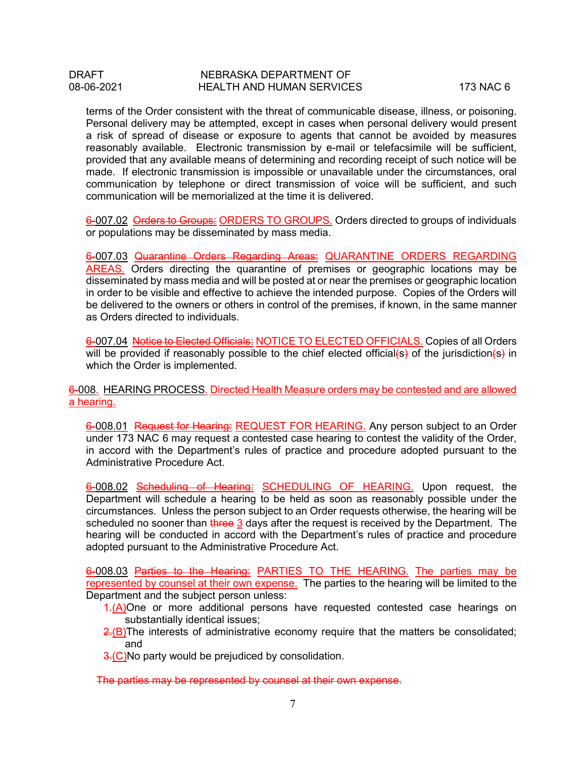terms of the Order consistent with the threat of communicable disease, illness, or poisoning. Personal delivery may be attempted, except in cases when personal delivery would present a risk of spread of disease or exposure to agents that cannot be avoided by measures reasonably available. Electronic transmission by e-mail or telefacsimile will be sufficient, provided that any available means of determining and recording receipt of such notice will be made. If electronic transmission is impossible or unavailable under the circumstances, oral communication by telephone or direct transmission of voice will be sufficient, and such communication will be memorialized at the time it is delivered.

~~6-~~007.02 ~~Orders to Groups:~~ ORDERS TO GROUPS. Orders directed to groups of individuals or populations may be disseminated by mass media.

~~6-~~007.03 ~~Quarantine Orders Regarding Areas:~~ QUARANTINE ORDERS REGARDING AREAS. Orders directing the quarantine of premises or geographic locations may be disseminated by mass media and will be posted at or near the premises or geographic location in order to be visible and effective to achieve the intended purpose. Copies of the Orders will be delivered to the owners or others in control of the premises, if known, in the same manner as Orders directed to individuals.

~~6-~~007.04 ~~Notice to Elected Officials:~~ NOTICE TO ELECTED OFFICIALS. Copies of all Orders will be provided if reasonably possible to the chief elected official~~(s)~~ of the jurisdiction~~(s)~~ in which the Order is implemented.

~~6-~~008. HEARING PROCESS. Directed Health Measure orders may be contested and are allowed a hearing.

~~6-~~008.01 ~~Request for Hearing:~~ REQUEST FOR HEARING. Any person subject to an Order under 173 NAC 6 may request a contested case hearing to contest the validity of the Order, in accord with the Department's rules of practice and procedure adopted pursuant to the Administrative Procedure Act.

~~6-~~008.02 ~~Scheduling of Hearing:~~ SCHEDULING OF HEARING. Upon request, the Department will schedule a hearing to be held as soon as reasonably possible under the circumstances. Unless the person subject to an Order requests otherwise, the hearing will be scheduled no sooner than ~~three~~ 3 days after the request is received by the Department. The hearing will be conducted in accord with the Department's rules of practice and procedure adopted pursuant to the Administrative Procedure Act.

~~6-~~008.03 ~~Parties to the Hearing:~~ PARTIES TO THE HEARING. The parties may be represented by counsel at their own expense. The parties to the hearing will be limited to the Department and the subject person unless:

~~1.~~(A) One or more additional persons have requested contested case hearings on substantially identical issues;

~~2.~~(B) The interests of administrative economy require that the matters be consolidated; and

~~3.~~(C) No party would be prejudiced by consolidation.

~~The parties may be represented by counsel at their own expense.~~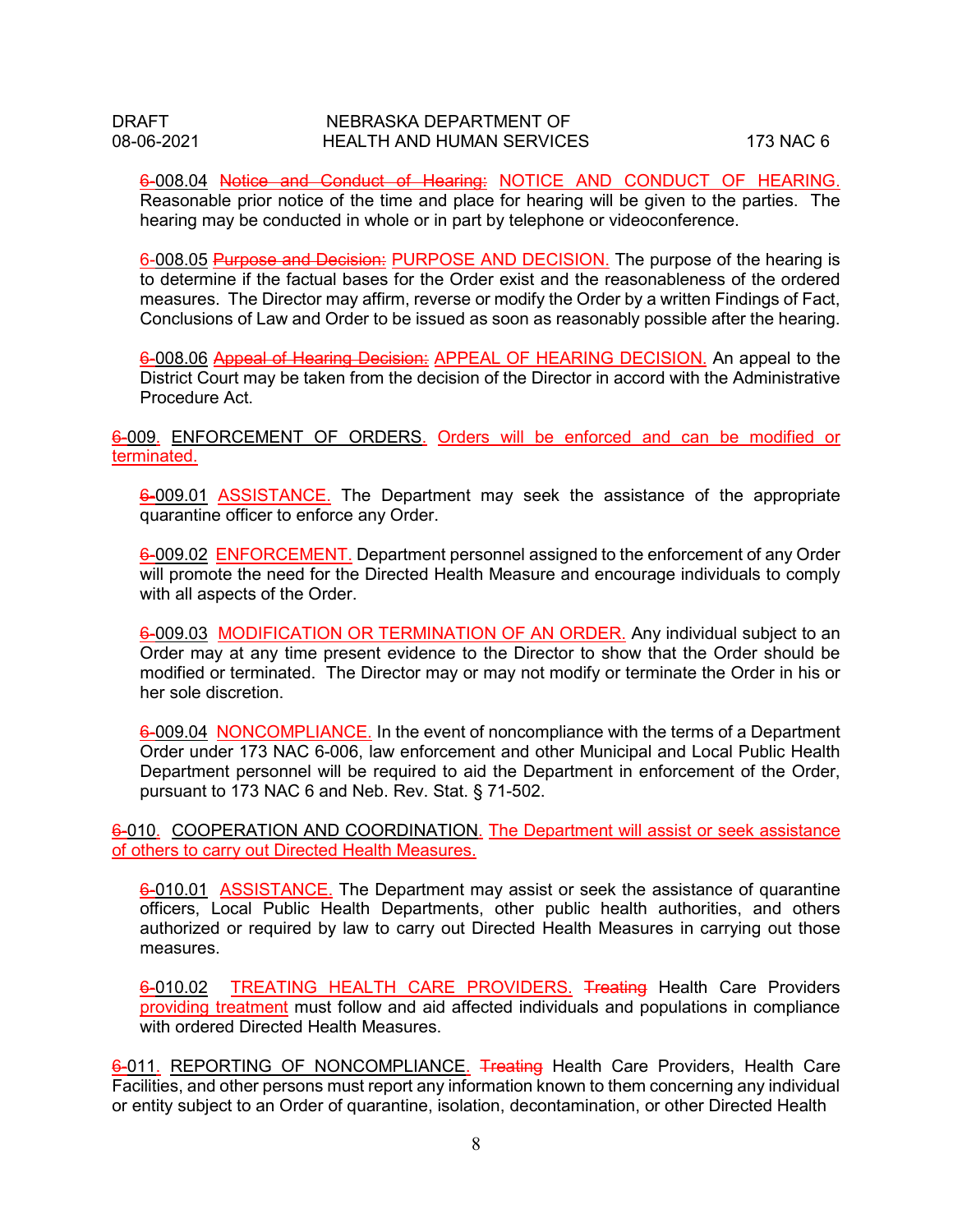~~6-~~008.04 ~~Notice and Conduct of Hearing:~~ NOTICE AND CONDUCT OF HEARING. Reasonable prior notice of the time and place for hearing will be given to the parties. The hearing may be conducted in whole or in part by telephone or videoconference.

~~6-~~008.05 ~~Purpose and Decision:~~ PURPOSE AND DECISION. The purpose of the hearing is to determine if the factual bases for the Order exist and the reasonableness of the ordered measures. The Director may affirm, reverse or modify the Order by a written Findings of Fact, Conclusions of Law and Order to be issued as soon as reasonably possible after the hearing.

~~6-~~008.06 ~~Appeal of Hearing Decision:~~ APPEAL OF HEARING DECISION. An appeal to the District Court may be taken from the decision of the Director in accord with the Administrative Procedure Act.

~~6-~~009. ENFORCEMENT OF ORDERS. Orders will be enforced and can be modified or terminated.

~~6-~~009.01 ASSISTANCE. The Department may seek the assistance of the appropriate quarantine officer to enforce any Order.

~~6-~~009.02 ENFORCEMENT. Department personnel assigned to the enforcement of any Order will promote the need for the Directed Health Measure and encourage individuals to comply with all aspects of the Order.

~~6-~~009.03 MODIFICATION OR TERMINATION OF AN ORDER. Any individual subject to an Order may at any time present evidence to the Director to show that the Order should be modified or terminated. The Director may or may not modify or terminate the Order in his or her sole discretion.

~~6-~~009.04 NONCOMPLIANCE. In the event of noncompliance with the terms of a Department Order under 173 NAC 6-006, law enforcement and other Municipal and Local Public Health Department personnel will be required to aid the Department in enforcement of the Order, pursuant to 173 NAC 6 and Neb. Rev. Stat. § 71-502.

~~6-~~010. COOPERATION AND COORDINATION. The Department will assist or seek assistance of others to carry out Directed Health Measures.

~~6-~~010.01 ASSISTANCE. The Department may assist or seek the assistance of quarantine officers, Local Public Health Departments, other public health authorities, and others authorized or required by law to carry out Directed Health Measures in carrying out those measures.

~~6-~~010.02 TREATING HEALTH CARE PROVIDERS. ~~Treating~~ Health Care Providers providing treatment must follow and aid affected individuals and populations in compliance with ordered Directed Health Measures.

~~6-~~011. REPORTING OF NONCOMPLIANCE. ~~Treating~~ Health Care Providers, Health Care Facilities, and other persons must report any information known to them concerning any individual or entity subject to an Order of quarantine, isolation, decontamination, or other Directed Health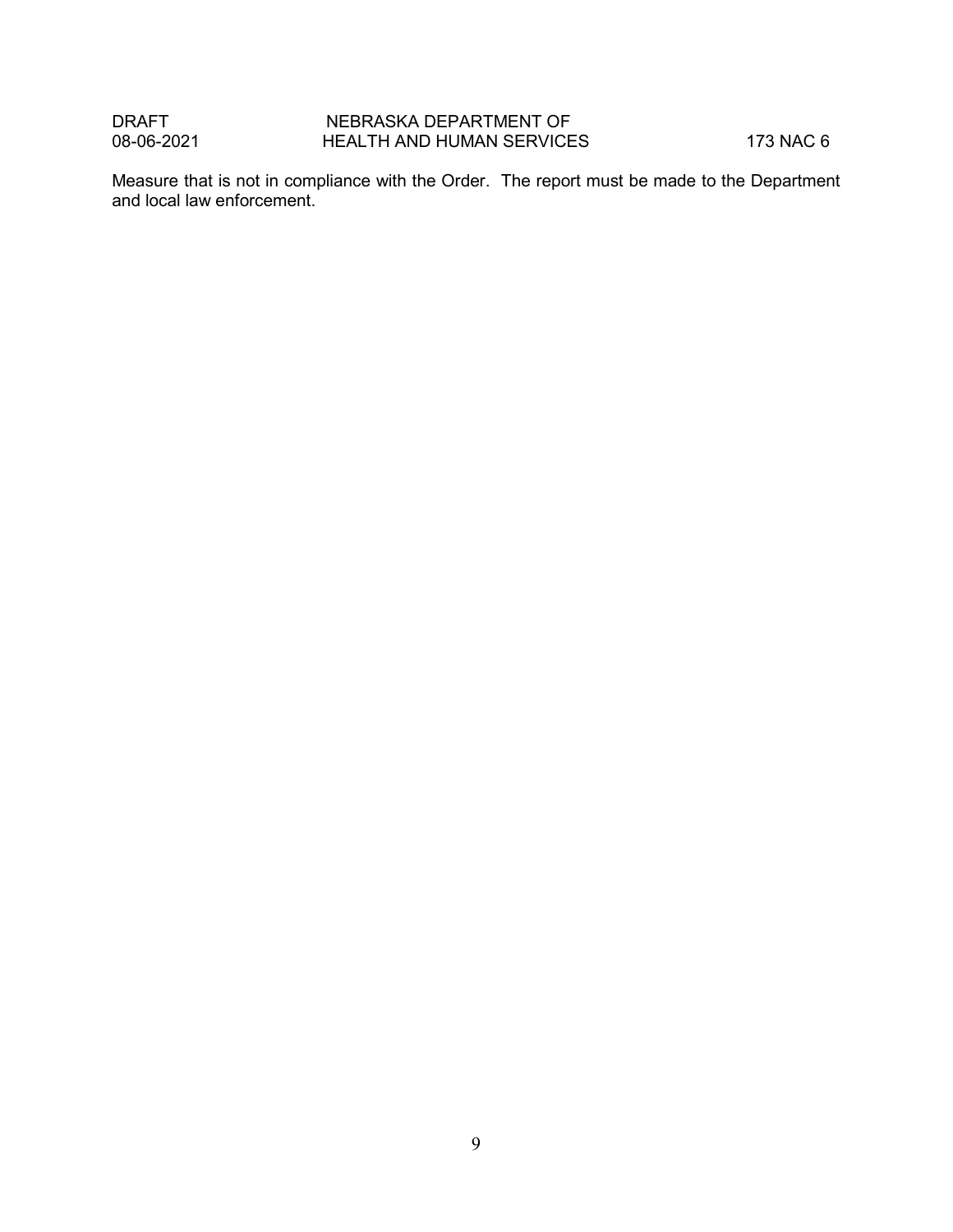Measure that is not in compliance with the Order. The report must be made to the Department and local law enforcement.